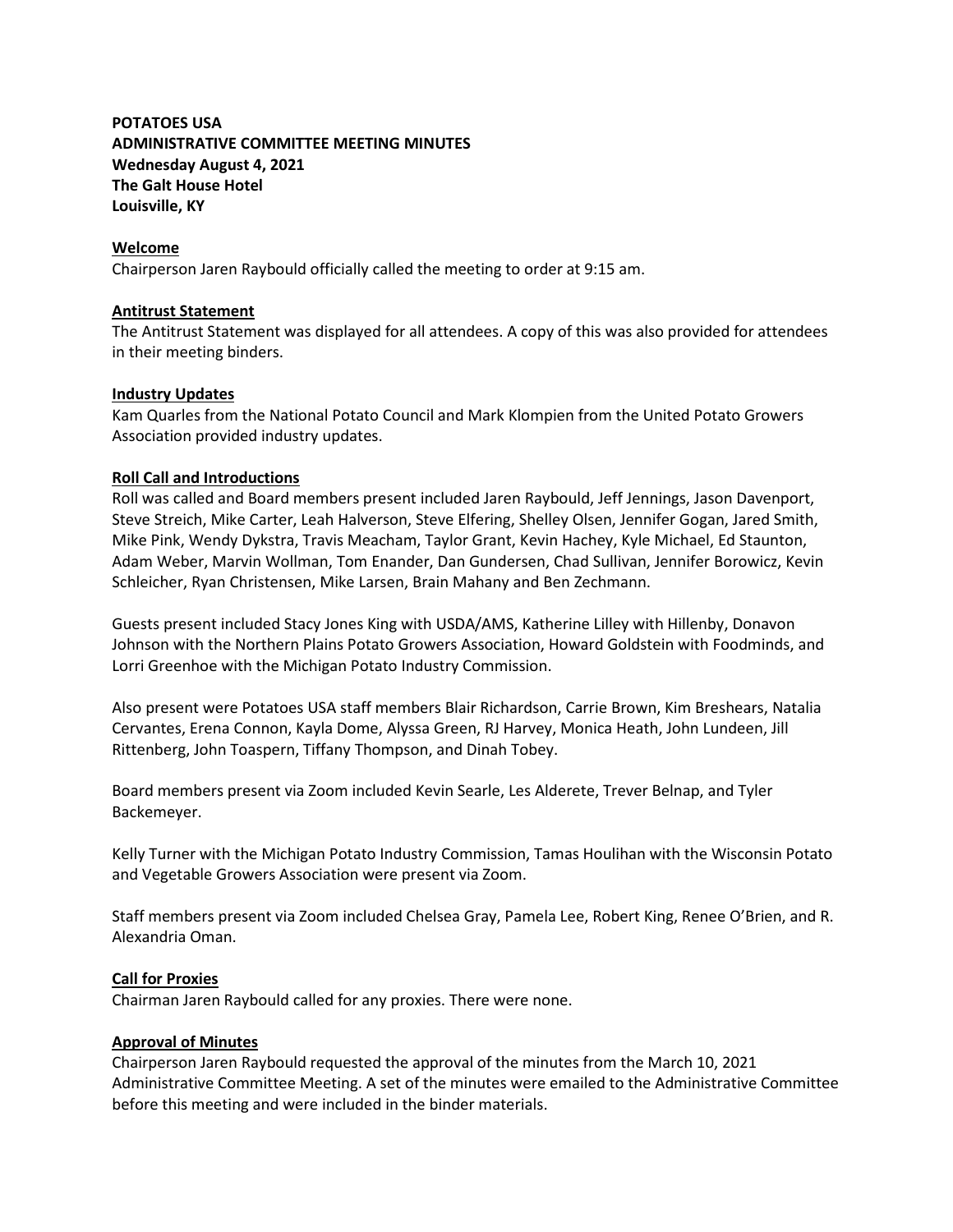**POTATOES USA**
**ADMINISTRATIVE COMMITTEE MEETING MINUTES**
**Wednesday August 4, 2021**
**The Galt House Hotel**
**Louisville, KY**

## Welcome

Chairperson Jaren Raybould officially called the meeting to order at 9:15 am.

## Antitrust Statement

The Antitrust Statement was displayed for all attendees. A copy of this was also provided for attendees in their meeting binders.

## Industry Updates

Kam Quarles from the National Potato Council and Mark Klompien from the United Potato Growers Association provided industry updates.

## Roll Call and Introductions

Roll was called and Board members present included Jaren Raybould, Jeff Jennings, Jason Davenport, Steve Streich, Mike Carter, Leah Halverson, Steve Elfering, Shelley Olsen, Jennifer Gogan, Jared Smith, Mike Pink, Wendy Dykstra, Travis Meacham, Taylor Grant, Kevin Hachey, Kyle Michael, Ed Staunton, Adam Weber, Marvin Wollman, Tom Enander, Dan Gundersen, Chad Sullivan, Jennifer Borowicz, Kevin Schleicher, Ryan Christensen, Mike Larsen, Brain Mahany and Ben Zechmann.

Guests present included Stacy Jones King with USDA/AMS, Katherine Lilley with Hillenby, Donavon Johnson with the Northern Plains Potato Growers Association, Howard Goldstein with Foodminds, and Lorri Greenhoe with the Michigan Potato Industry Commission.

Also present were Potatoes USA staff members Blair Richardson, Carrie Brown, Kim Breshears, Natalia Cervantes, Erena Connon, Kayla Dome, Alyssa Green, RJ Harvey, Monica Heath, John Lundeen, Jill Rittenberg, John Toaspern, Tiffany Thompson, and Dinah Tobey.

Board members present via Zoom included Kevin Searle, Les Alderete, Trever Belnap, and Tyler Backemeyer.

Kelly Turner with the Michigan Potato Industry Commission, Tamas Houlihan with the Wisconsin Potato and Vegetable Growers Association were present via Zoom.

Staff members present via Zoom included Chelsea Gray, Pamela Lee, Robert King, Renee O'Brien, and R. Alexandria Oman.

## Call for Proxies

Chairman Jaren Raybould called for any proxies. There were none.

## Approval of Minutes

Chairperson Jaren Raybould requested the approval of the minutes from the March 10, 2021 Administrative Committee Meeting. A set of the minutes were emailed to the Administrative Committee before this meeting and were included in the binder materials.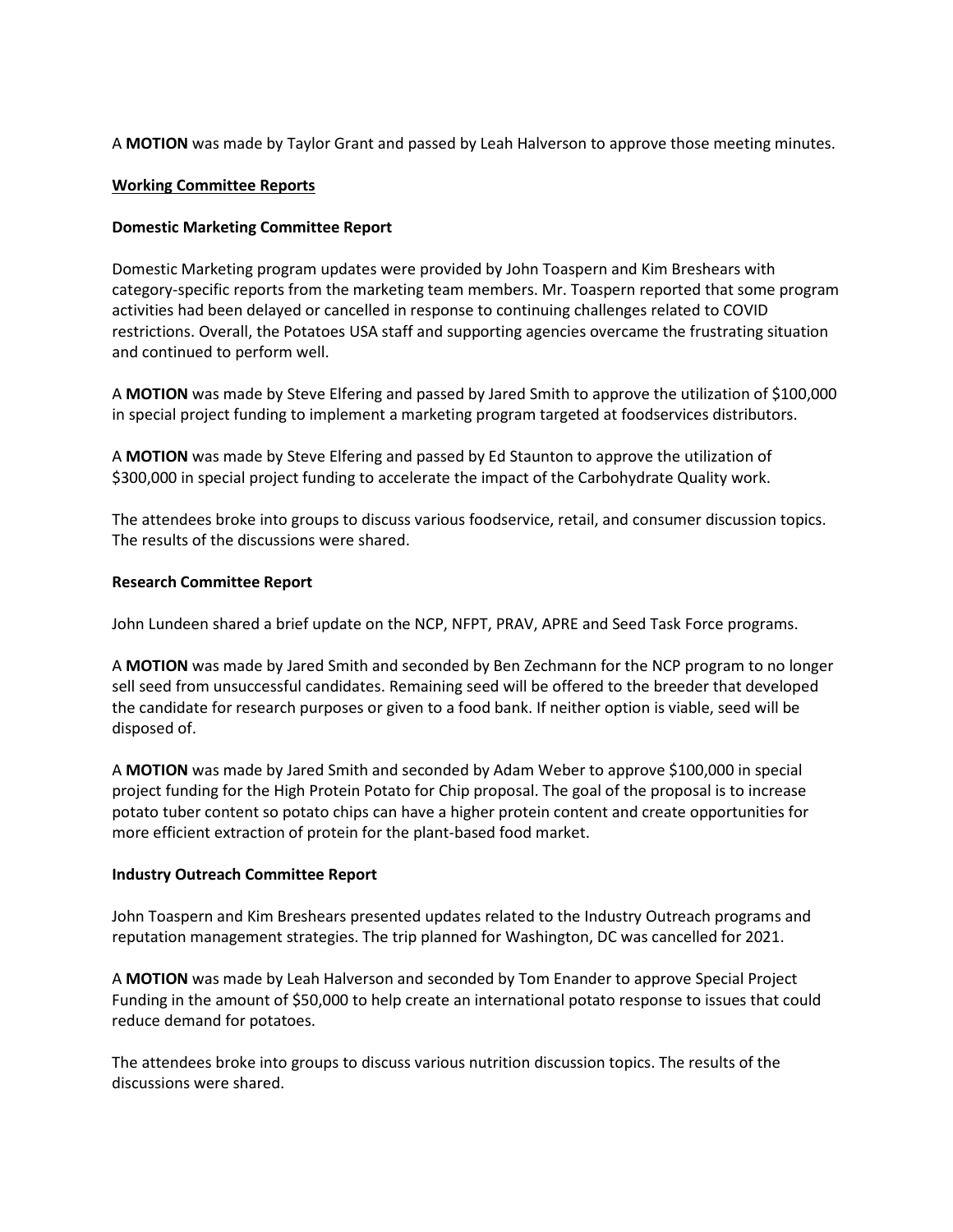A **MOTION** was made by Taylor Grant and passed by Leah Halverson to approve those meeting minutes.

<u>**Working Committee Reports**</u>

**Domestic Marketing Committee Report**

Domestic Marketing program updates were provided by John Toaspern and Kim Breshears with category-specific reports from the marketing team members. Mr. Toaspern reported that some program activities had been delayed or cancelled in response to continuing challenges related to COVID restrictions. Overall, the Potatoes USA staff and supporting agencies overcame the frustrating situation and continued to perform well.

A **MOTION** was made by Steve Elfering and passed by Jared Smith to approve the utilization of $100,000 in special project funding to implement a marketing program targeted at foodservices distributors.

A **MOTION** was made by Steve Elfering and passed by Ed Staunton to approve the utilization of $300,000 in special project funding to accelerate the impact of the Carbohydrate Quality work.

The attendees broke into groups to discuss various foodservice, retail, and consumer discussion topics. The results of the discussions were shared.

**Research Committee Report**

John Lundeen shared a brief update on the NCP, NFPT, PRAV, APRE and Seed Task Force programs.

A **MOTION** was made by Jared Smith and seconded by Ben Zechmann for the NCP program to no longer sell seed from unsuccessful candidates. Remaining seed will be offered to the breeder that developed the candidate for research purposes or given to a food bank. If neither option is viable, seed will be disposed of.

A **MOTION** was made by Jared Smith and seconded by Adam Weber to approve $100,000 in special project funding for the High Protein Potato for Chip proposal. The goal of the proposal is to increase potato tuber content so potato chips can have a higher protein content and create opportunities for more efficient extraction of protein for the plant-based food market.

**Industry Outreach Committee Report**

John Toaspern and Kim Breshears presented updates related to the Industry Outreach programs and reputation management strategies. The trip planned for Washington, DC was cancelled for 2021.

A **MOTION** was made by Leah Halverson and seconded by Tom Enander to approve Special Project Funding in the amount of $50,000 to help create an international potato response to issues that could reduce demand for potatoes.

The attendees broke into groups to discuss various nutrition discussion topics. The results of the discussions were shared.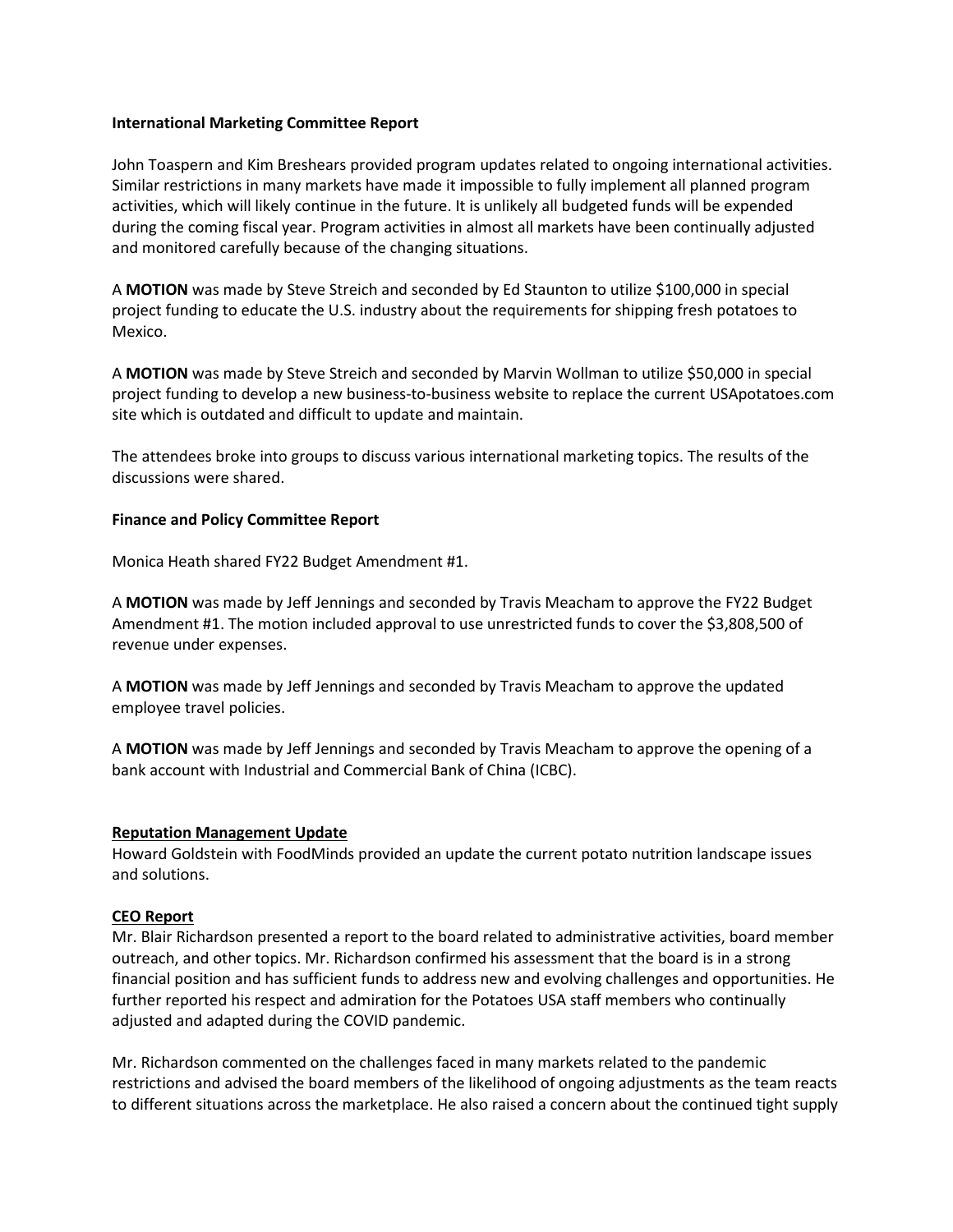**International Marketing Committee Report**

John Toaspern and Kim Breshears provided program updates related to ongoing international activities. Similar restrictions in many markets have made it impossible to fully implement all planned program activities, which will likely continue in the future. It is unlikely all budgeted funds will be expended during the coming fiscal year. Program activities in almost all markets have been continually adjusted and monitored carefully because of the changing situations.

A **MOTION** was made by Steve Streich and seconded by Ed Staunton to utilize $100,000 in special project funding to educate the U.S. industry about the requirements for shipping fresh potatoes to Mexico.

A **MOTION** was made by Steve Streich and seconded by Marvin Wollman to utilize $50,000 in special project funding to develop a new business-to-business website to replace the current USApotatoes.com site which is outdated and difficult to update and maintain.

The attendees broke into groups to discuss various international marketing topics. The results of the discussions were shared.

**Finance and Policy Committee Report**

Monica Heath shared FY22 Budget Amendment #1.

A **MOTION** was made by Jeff Jennings and seconded by Travis Meacham to approve the FY22 Budget Amendment #1. The motion included approval to use unrestricted funds to cover the $3,808,500 of revenue under expenses.

A **MOTION** was made by Jeff Jennings and seconded by Travis Meacham to approve the updated employee travel policies.

A **MOTION** was made by Jeff Jennings and seconded by Travis Meacham to approve the opening of a bank account with Industrial and Commercial Bank of China (ICBC).

**Reputation Management Update**

Howard Goldstein with FoodMinds provided an update the current potato nutrition landscape issues and solutions.

**CEO Report**

Mr. Blair Richardson presented a report to the board related to administrative activities, board member outreach, and other topics. Mr. Richardson confirmed his assessment that the board is in a strong financial position and has sufficient funds to address new and evolving challenges and opportunities. He further reported his respect and admiration for the Potatoes USA staff members who continually adjusted and adapted during the COVID pandemic.

Mr. Richardson commented on the challenges faced in many markets related to the pandemic restrictions and advised the board members of the likelihood of ongoing adjustments as the team reacts to different situations across the marketplace. He also raised a concern about the continued tight supply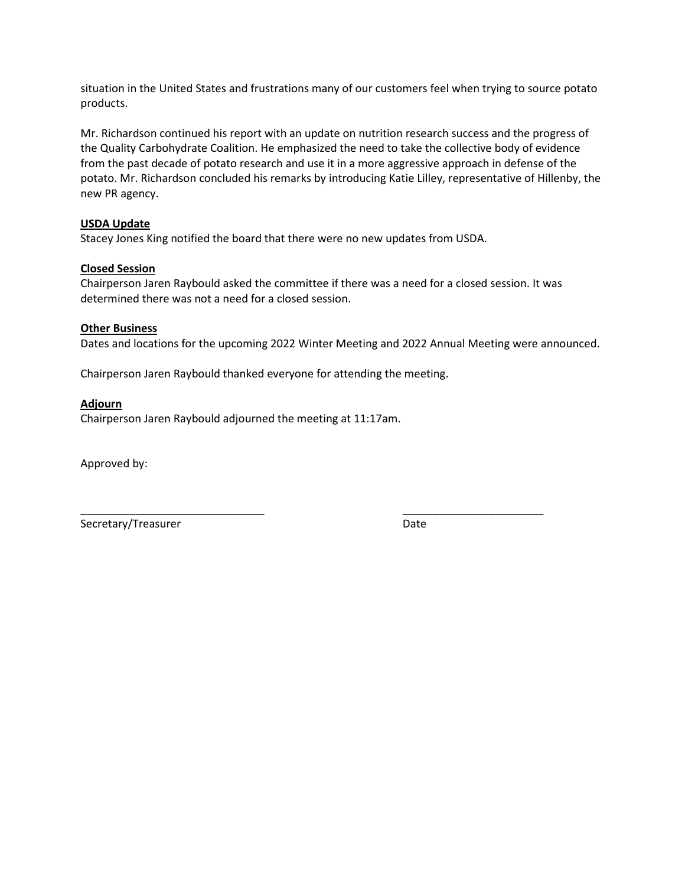situation in the United States and frustrations many of our customers feel when trying to source potato products.

Mr. Richardson continued his report with an update on nutrition research success and the progress of the Quality Carbohydrate Coalition. He emphasized the need to take the collective body of evidence from the past decade of potato research and use it in a more aggressive approach in defense of the potato. Mr. Richardson concluded his remarks by introducing Katie Lilley, representative of Hillenby, the new PR agency.

**USDA Update**

Stacey Jones King notified the board that there were no new updates from USDA.

**Closed Session**

Chairperson Jaren Raybould asked the committee if there was a need for a closed session. It was determined there was not a need for a closed session.

**Other Business**

Dates and locations for the upcoming 2022 Winter Meeting and 2022 Annual Meeting were announced.

Chairperson Jaren Raybould thanked everyone for attending the meeting.

**Adjourn**

Chairperson Jaren Raybould adjourned the meeting at 11:17am.

Approved by:

______________________________ ______________________

Secretary/Treasurer Date